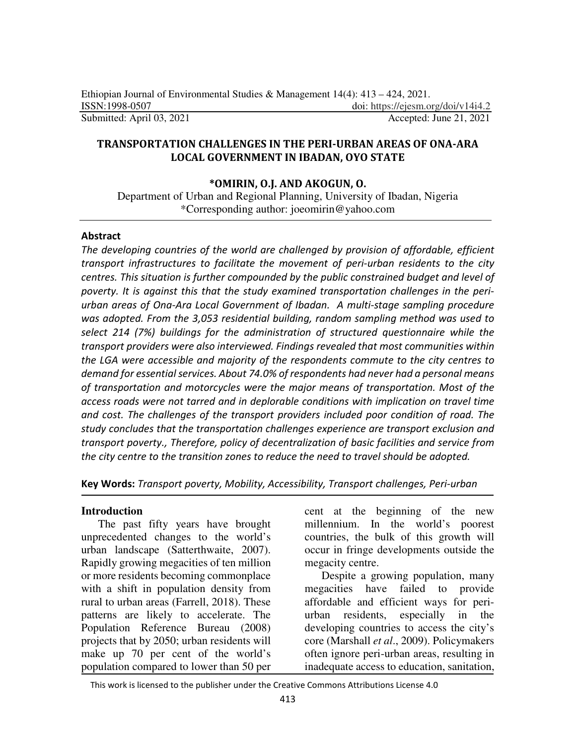Submitted: April 03, 2021 Accepted: June 21, 2021

# TRANSPORTATION CHALLENGES IN THE PERI-URBAN AREAS OF ONA-ARA LOCAL GOVERNMENT IN IBADAN, OYO STATE

**\*OMIRIN, O.J. AND AKOGUN, O.**

Department of Urban and Regional Planning, University of Ibadan, Nigeria
\*Corresponding author: joeomirin@yahoo.com

## Abstract

*The developing countries of the world are challenged by provision of affordable, efficient transport infrastructures to facilitate the movement of peri-urban residents to the city centres. This situation is further compounded by the public constrained budget and level of poverty. It is against this that the study examined transportation challenges in the peri-urban areas of Ona-Ara Local Government of Ibadan. A multi-stage sampling procedure was adopted. From the 3,053 residential building, random sampling method was used to select 214 (7%) buildings for the administration of structured questionnaire while the transport providers were also interviewed. Findings revealed that most communities within the LGA were accessible and majority of the respondents commute to the city centres to demand for essential services. About 74.0% of respondents had never had a personal means of transportation and motorcycles were the major means of transportation. Most of the access roads were not tarred and in deplorable conditions with implication on travel time and cost. The challenges of the transport providers included poor condition of road. The study concludes that the transportation challenges experience are transport exclusion and transport poverty., Therefore, policy of decentralization of basic facilities and service from the city centre to the transition zones to reduce the need to travel should be adopted.*

**Key Words:** *Transport poverty, Mobility, Accessibility, Transport challenges, Peri-urban*

## Introduction

The past fifty years have brought unprecedented changes to the world's urban landscape (Satterthwaite, 2007). Rapidly growing megacities of ten million or more residents becoming commonplace with a shift in population density from rural to urban areas (Farrell, 2018). These patterns are likely to accelerate. The Population Reference Bureau (2008) projects that by 2050; urban residents will make up 70 per cent of the world's population compared to lower than 50 per cent at the beginning of the new millennium. In the world's poorest countries, the bulk of this growth will occur in fringe developments outside the megacity centre.

Despite a growing population, many megacities have failed to provide affordable and efficient ways for peri-urban residents, especially in the developing countries to access the city's core (Marshall *et al*., 2009). Policymakers often ignore peri-urban areas, resulting in inadequate access to education, sanitation,

This work is licensed to the publisher under the Creative Commons Attributions License 4.0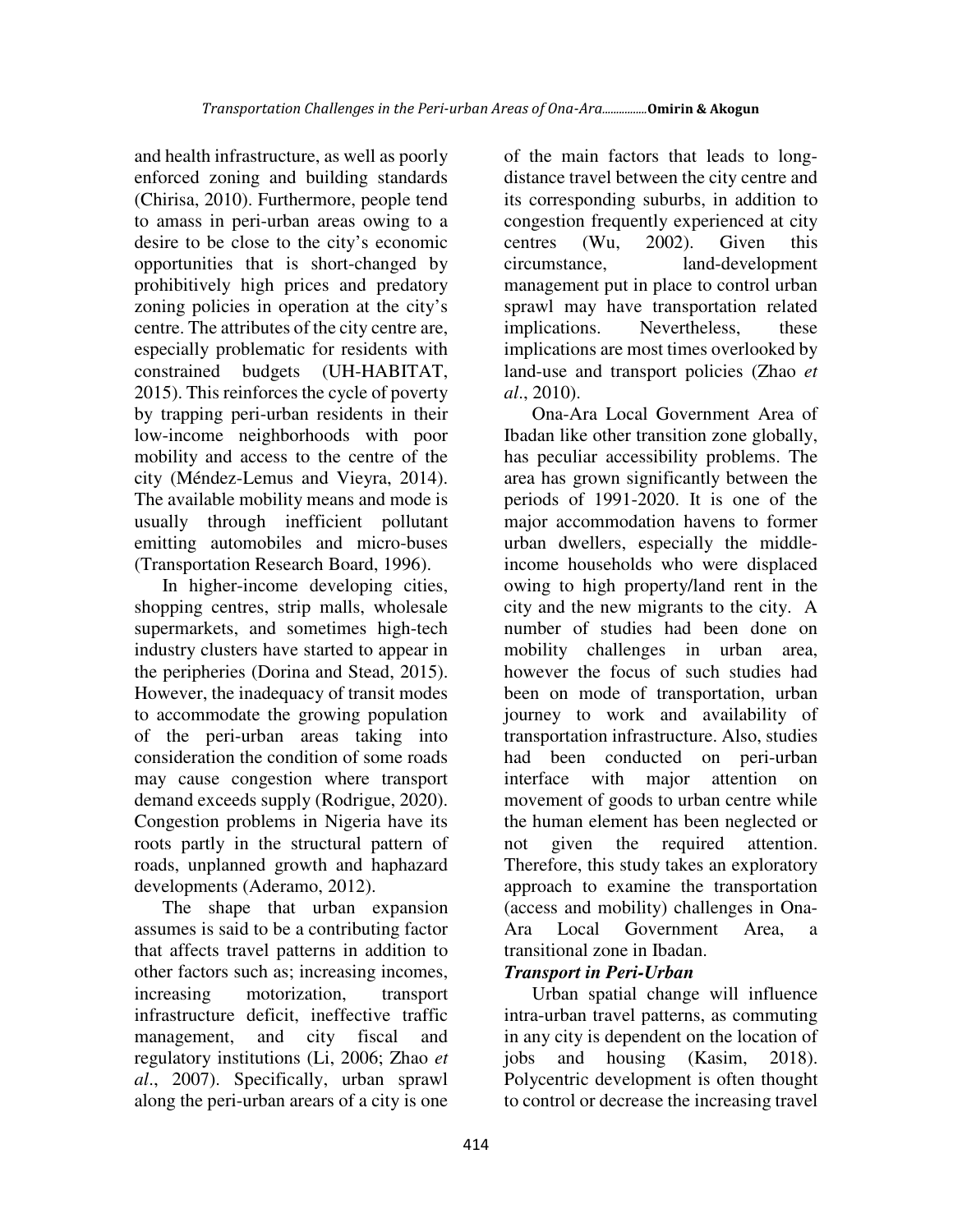and health infrastructure, as well as poorly enforced zoning and building standards (Chirisa, 2010). Furthermore, people tend to amass in peri-urban areas owing to a desire to be close to the city's economic opportunities that is short-changed by prohibitively high prices and predatory zoning policies in operation at the city's centre. The attributes of the city centre are, especially problematic for residents with constrained budgets (UH-HABITAT, 2015). This reinforces the cycle of poverty by trapping peri-urban residents in their low-income neighborhoods with poor mobility and access to the centre of the city (Méndez-Lemus and Vieyra, 2014). The available mobility means and mode is usually through inefficient pollutant emitting automobiles and micro-buses (Transportation Research Board, 1996).

In higher-income developing cities, shopping centres, strip malls, wholesale supermarkets, and sometimes high-tech industry clusters have started to appear in the peripheries (Dorina and Stead, 2015). However, the inadequacy of transit modes to accommodate the growing population of the peri-urban areas taking into consideration the condition of some roads may cause congestion where transport demand exceeds supply (Rodrigue, 2020). Congestion problems in Nigeria have its roots partly in the structural pattern of roads, unplanned growth and haphazard developments (Aderamo, 2012).

The shape that urban expansion assumes is said to be a contributing factor that affects travel patterns in addition to other factors such as; increasing incomes, increasing motorization, transport infrastructure deficit, ineffective traffic management, and city fiscal and regulatory institutions (Li, 2006; Zhao *et al*., 2007). Specifically, urban sprawl along the peri-urban arears of a city is one of the main factors that leads to long-distance travel between the city centre and its corresponding suburbs, in addition to congestion frequently experienced at city centres (Wu, 2002). Given this circumstance, land-development management put in place to control urban sprawl may have transportation related implications. Nevertheless, these implications are most times overlooked by land-use and transport policies (Zhao *et al*., 2010).

Ona-Ara Local Government Area of Ibadan like other transition zone globally, has peculiar accessibility problems. The area has grown significantly between the periods of 1991-2020. It is one of the major accommodation havens to former urban dwellers, especially the middle-income households who were displaced owing to high property/land rent in the city and the new migrants to the city. A number of studies had been done on mobility challenges in urban area, however the focus of such studies had been on mode of transportation, urban journey to work and availability of transportation infrastructure. Also, studies had been conducted on peri-urban interface with major attention on movement of goods to urban centre while the human element has been neglected or not given the required attention. Therefore, this study takes an exploratory approach to examine the transportation (access and mobility) challenges in Ona-Ara Local Government Area, a transitional zone in Ibadan.

### *Transport in Peri-Urban*

Urban spatial change will influence intra-urban travel patterns, as commuting in any city is dependent on the location of jobs and housing (Kasim, 2018). Polycentric development is often thought to control or decrease the increasing travel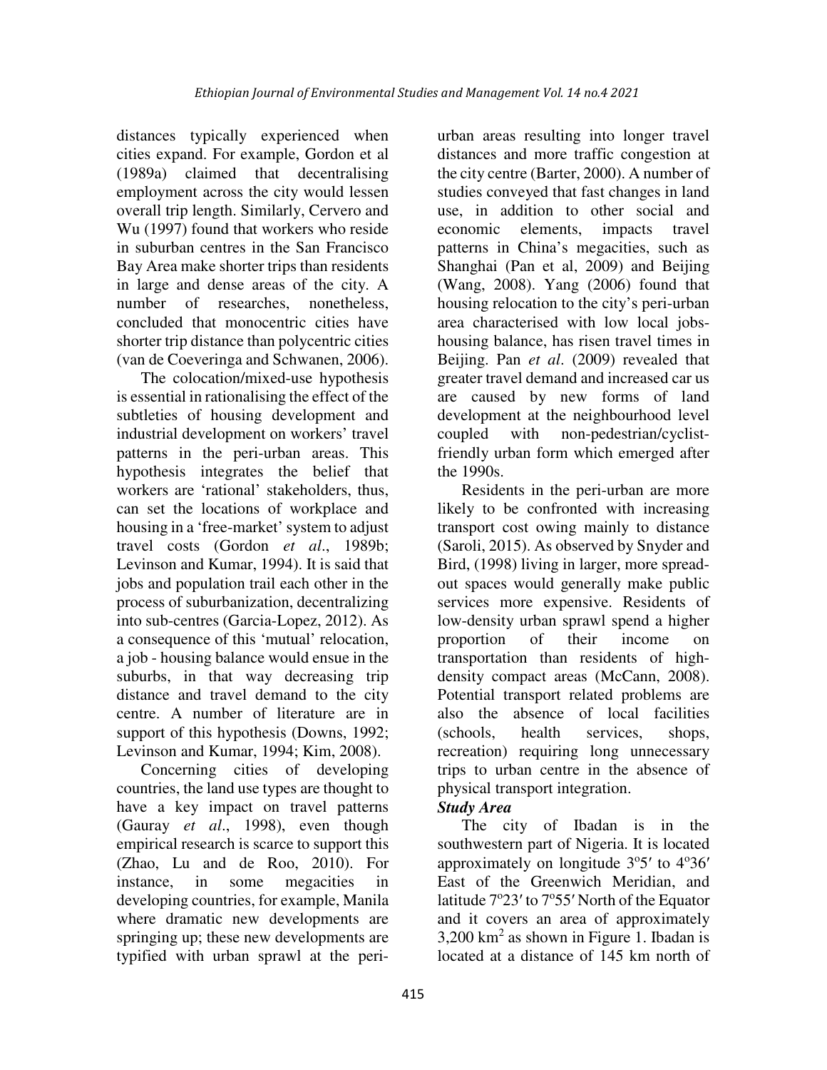distances typically experienced when cities expand. For example, Gordon et al (1989a) claimed that decentralising employment across the city would lessen overall trip length. Similarly, Cervero and Wu (1997) found that workers who reside in suburban centres in the San Francisco Bay Area make shorter trips than residents in large and dense areas of the city. A number of researches, nonetheless, concluded that monocentric cities have shorter trip distance than polycentric cities (van de Coeveringa and Schwanen, 2006).

The colocation/mixed-use hypothesis is essential in rationalising the effect of the subtleties of housing development and industrial development on workers' travel patterns in the peri-urban areas. This hypothesis integrates the belief that workers are 'rational' stakeholders, thus, can set the locations of workplace and housing in a 'free-market' system to adjust travel costs (Gordon *et al*., 1989b; Levinson and Kumar, 1994). It is said that jobs and population trail each other in the process of suburbanization, decentralizing into sub-centres (Garcia-Lopez, 2012). As a consequence of this 'mutual' relocation, a job - housing balance would ensue in the suburbs, in that way decreasing trip distance and travel demand to the city centre. A number of literature are in support of this hypothesis (Downs, 1992; Levinson and Kumar, 1994; Kim, 2008).

Concerning cities of developing countries, the land use types are thought to have a key impact on travel patterns (Gauray *et al*., 1998), even though empirical research is scarce to support this (Zhao, Lu and de Roo, 2010). For instance, in some megacities in developing countries, for example, Manila where dramatic new developments are springing up; these new developments are typified with urban sprawl at the peri-urban areas resulting into longer travel distances and more traffic congestion at the city centre (Barter, 2000). A number of studies conveyed that fast changes in land use, in addition to other social and economic elements, impacts travel patterns in China's megacities, such as Shanghai (Pan et al, 2009) and Beijing (Wang, 2008). Yang (2006) found that housing relocation to the city's peri-urban area characterised with low local jobs-housing balance, has risen travel times in Beijing. Pan *et al*. (2009) revealed that greater travel demand and increased car us are caused by new forms of land development at the neighbourhood level coupled with non-pedestrian/cyclist-friendly urban form which emerged after the 1990s.

Residents in the peri-urban are more likely to be confronted with increasing transport cost owing mainly to distance (Saroli, 2015). As observed by Snyder and Bird, (1998) living in larger, more spread-out spaces would generally make public services more expensive. Residents of low-density urban sprawl spend a higher proportion of their income on transportation than residents of high-density compact areas (McCann, 2008). Potential transport related problems are also the absence of local facilities (schools, health services, shops, recreation) requiring long unnecessary trips to urban centre in the absence of physical transport integration.

### *Study Area*

The city of Ibadan is in the southwestern part of Nigeria. It is located approximately on longitude 3°5′ to 4°36′ East of the Greenwich Meridian, and latitude 7°23′ to 7°55′ North of the Equator and it covers an area of approximately 3,200 $km^2$ as shown in Figure 1. Ibadan is located at a distance of 145 km north of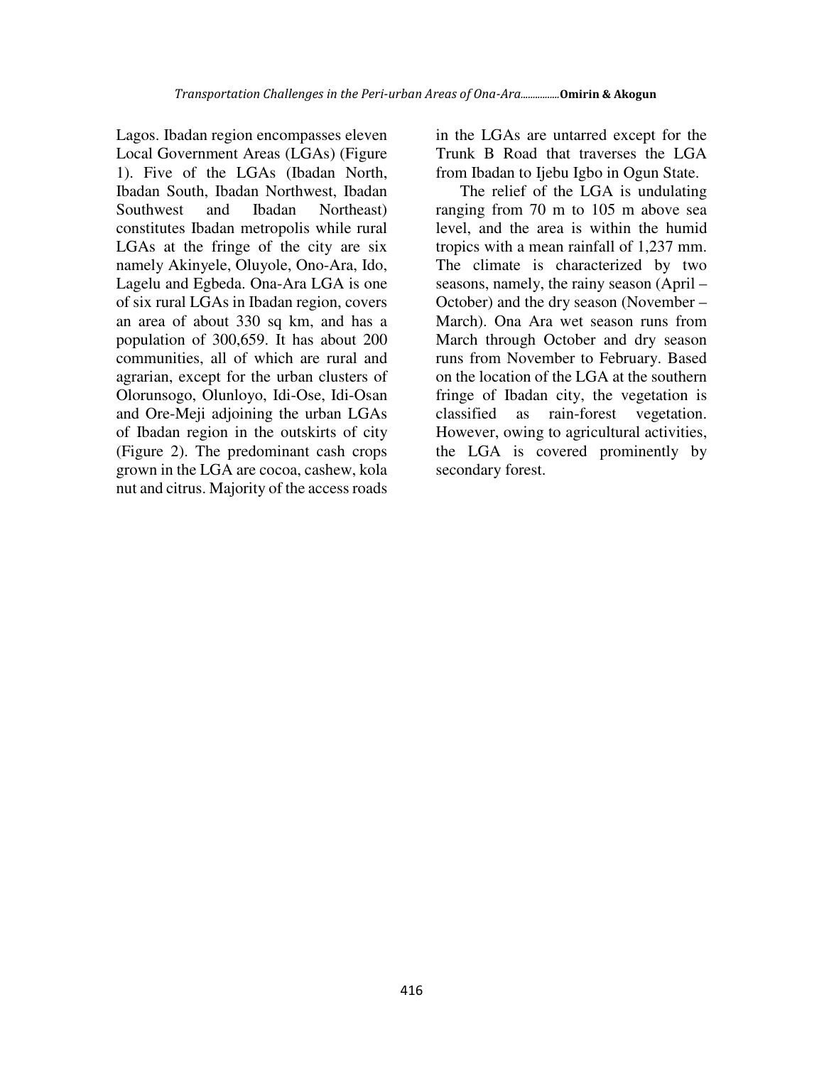Lagos. Ibadan region encompasses eleven Local Government Areas (LGAs) (Figure 1). Five of the LGAs (Ibadan North, Ibadan South, Ibadan Northwest, Ibadan Southwest and Ibadan Northeast) constitutes Ibadan metropolis while rural LGAs at the fringe of the city are six namely Akinyele, Oluyole, Ono-Ara, Ido, Lagelu and Egbeda. Ona-Ara LGA is one of six rural LGAs in Ibadan region, covers an area of about 330 sq km, and has a population of 300,659. It has about 200 communities, all of which are rural and agrarian, except for the urban clusters of Olorunsogo, Olunloyo, Idi-Ose, Idi-Osan and Ore-Meji adjoining the urban LGAs of Ibadan region in the outskirts of city (Figure 2). The predominant cash crops grown in the LGA are cocoa, cashew, kola nut and citrus. Majority of the access roads in the LGAs are untarred except for the Trunk B Road that traverses the LGA from Ibadan to Ijebu Igbo in Ogun State.

The relief of the LGA is undulating ranging from 70 m to 105 m above sea level, and the area is within the humid tropics with a mean rainfall of 1,237 mm. The climate is characterized by two seasons, namely, the rainy season (April – October) and the dry season (November – March). Ona Ara wet season runs from March through October and dry season runs from November to February. Based on the location of the LGA at the southern fringe of Ibadan city, the vegetation is classified as rain-forest vegetation. However, owing to agricultural activities, the LGA is covered prominently by secondary forest.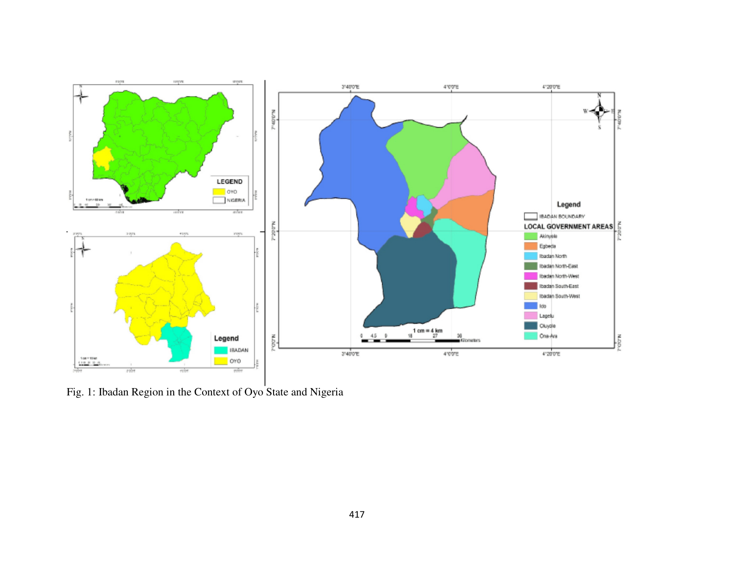Fig. 1: Ibadan Region in the Context of Oyo State and Nigeria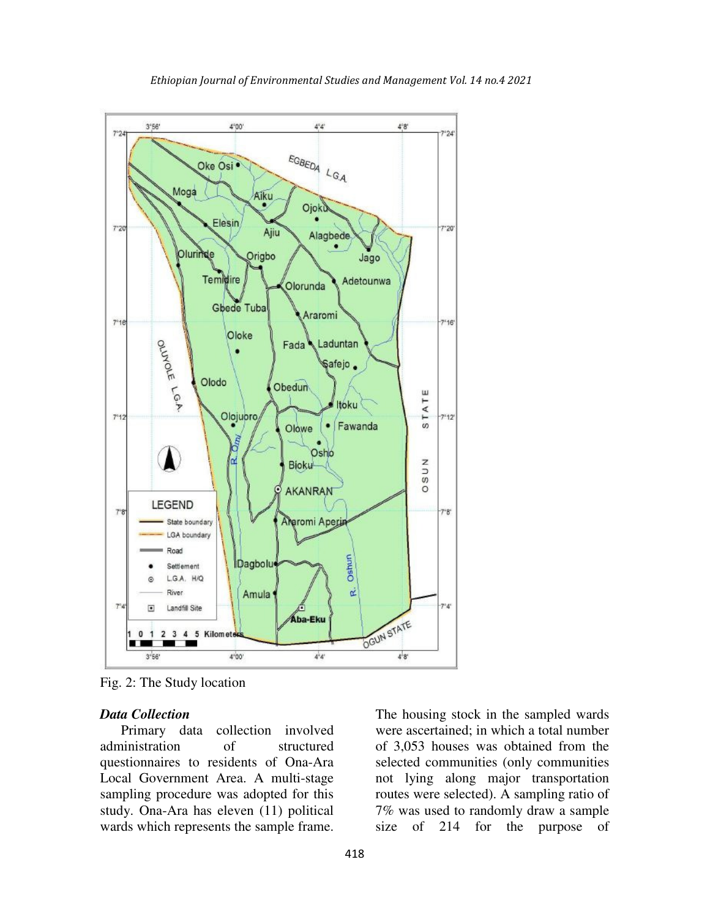Fig. 2: The Study location

### *Data Collection*

Primary data collection involved administration of structured questionnaires to residents of Ona-Ara Local Government Area. A multi-stage sampling procedure was adopted for this study. Ona-Ara has eleven (11) political wards which represents the sample frame. The housing stock in the sampled wards were ascertained; in which a total number of 3,053 houses was obtained from the selected communities (only communities not lying along major transportation routes were selected). A sampling ratio of 7% was used to randomly draw a sample size of 214 for the purpose of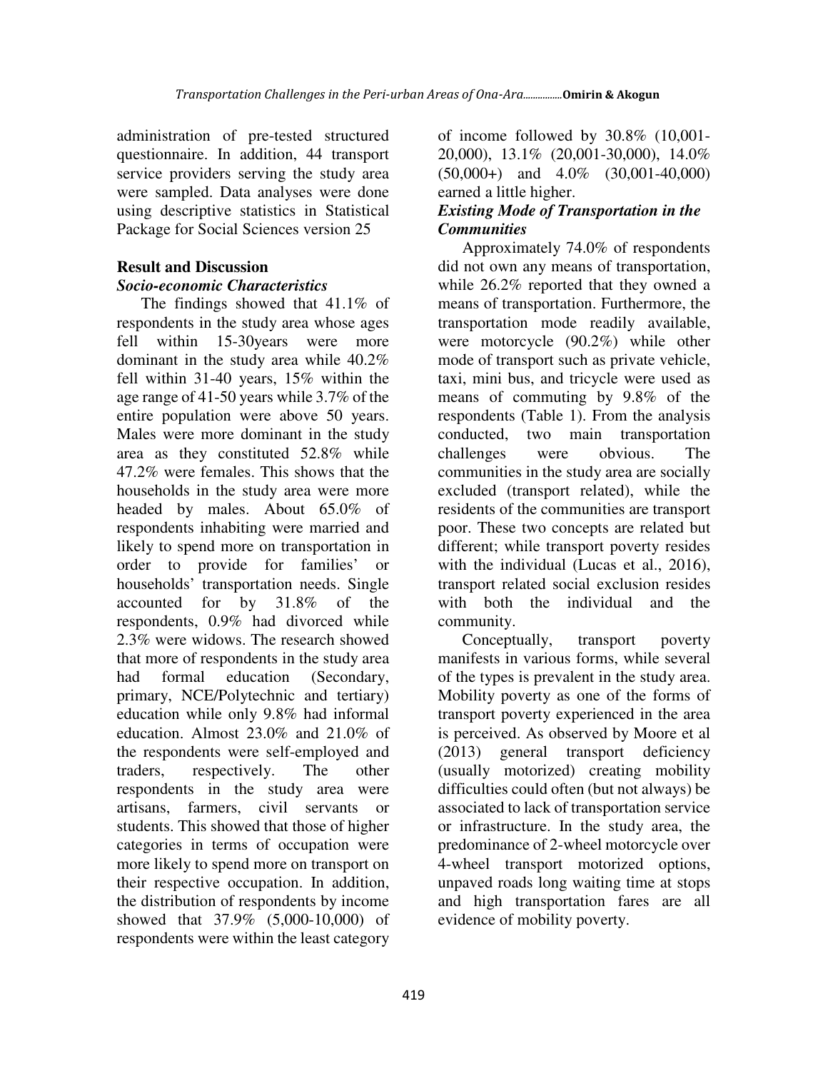administration of pre-tested structured questionnaire. In addition, 44 transport service providers serving the study area were sampled. Data analyses were done using descriptive statistics in Statistical Package for Social Sciences version 25

## Result and Discussion

### *Socio-economic Characteristics*

The findings showed that 41.1% of respondents in the study area whose ages fell within 15-30years were more dominant in the study area while 40.2% fell within 31-40 years, 15% within the age range of 41-50 years while 3.7% of the entire population were above 50 years. Males were more dominant in the study area as they constituted 52.8% while 47.2% were females. This shows that the households in the study area were more headed by males. About 65.0% of respondents inhabiting were married and likely to spend more on transportation in order to provide for families' or households' transportation needs. Single accounted for by 31.8% of the respondents, 0.9% had divorced while 2.3% were widows. The research showed that more of respondents in the study area had formal education (Secondary, primary, NCE/Polytechnic and tertiary) education while only 9.8% had informal education. Almost 23.0% and 21.0% of the respondents were self-employed and traders, respectively. The other respondents in the study area were artisans, farmers, civil servants or students. This showed that those of higher categories in terms of occupation were more likely to spend more on transport on their respective occupation. In addition, the distribution of respondents by income showed that 37.9% (5,000-10,000) of respondents were within the least category of income followed by 30.8% (10,001-20,000), 13.1% (20,001-30,000), 14.0% (50,000+) and 4.0% (30,001-40,000) earned a little higher.

### *Existing Mode of Transportation in the Communities*

Approximately 74.0% of respondents did not own any means of transportation, while 26.2% reported that they owned a means of transportation. Furthermore, the transportation mode readily available, were motorcycle (90.2%) while other mode of transport such as private vehicle, taxi, mini bus, and tricycle were used as means of commuting by 9.8% of the respondents (Table 1). From the analysis conducted, two main transportation challenges were obvious. The communities in the study area are socially excluded (transport related), while the residents of the communities are transport poor. These two concepts are related but different; while transport poverty resides with the individual (Lucas et al., 2016), transport related social exclusion resides with both the individual and the community.

Conceptually, transport poverty manifests in various forms, while several of the types is prevalent in the study area. Mobility poverty as one of the forms of transport poverty experienced in the area is perceived. As observed by Moore et al (2013) general transport deficiency (usually motorized) creating mobility difficulties could often (but not always) be associated to lack of transportation service or infrastructure. In the study area, the predominance of 2-wheel motorcycle over 4-wheel transport motorized options, unpaved roads long waiting time at stops and high transportation fares are all evidence of mobility poverty.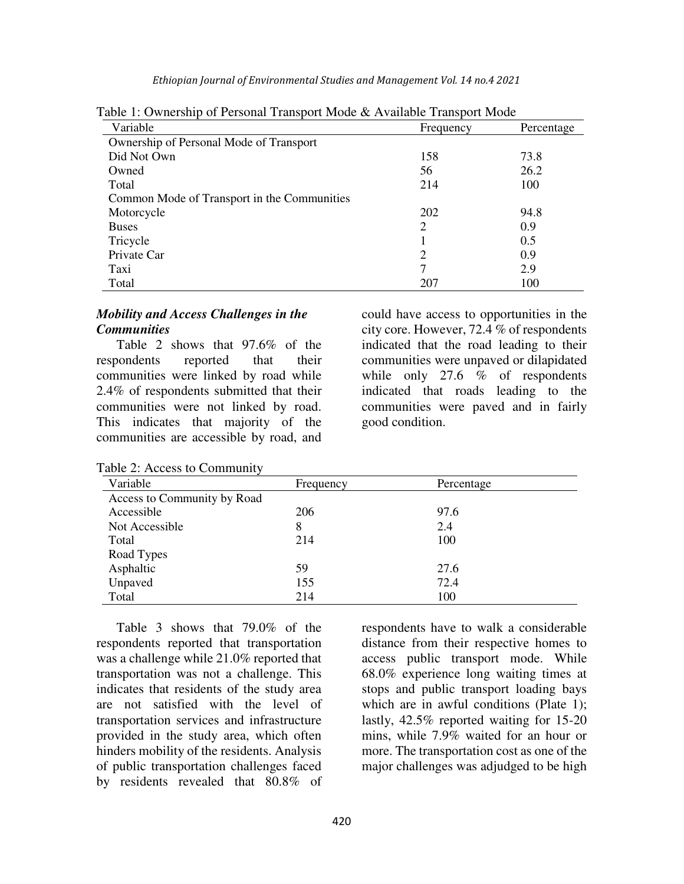Table 1: Ownership of Personal Transport Mode & Available Transport Mode

| Variable | Frequency | Percentage |
|---|---|---|
| Ownership of Personal Mode of Transport | | |
| Did Not Own | 158 | 73.8 |
| Owned | 56 | 26.2 |
| Total | 214 | 100 |
| Common Mode of Transport in the Communities | | |
| Motorcycle | 202 | 94.8 |
| Buses | 2 | 0.9 |
| Tricycle | 1 | 0.5 |
| Private Car | 2 | 0.9 |
| Taxi | 7 | 2.9 |
| Total | 207 | 100 |

### *Mobility and Access Challenges in the Communities*

Table 2 shows that 97.6% of the respondents reported that their communities were linked by road while 2.4% of respondents submitted that their communities were not linked by road. This indicates that majority of the communities are accessible by road, and could have access to opportunities in the city core. However, 72.4 % of respondents indicated that the road leading to their communities were unpaved or dilapidated while only 27.6 % of respondents indicated that roads leading to the communities were paved and in fairly good condition.

Table 2: Access to Community

| Variable | Frequency | Percentage |
|---|---|---|
| Access to Community by Road | | |
| Accessible | 206 | 97.6 |
| Not Accessible | 8 | 2.4 |
| Total | 214 | 100 |
| Road Types | | |
| Asphaltic | 59 | 27.6 |
| Unpaved | 155 | 72.4 |
| Total | 214 | 100 |

Table 3 shows that 79.0% of the respondents reported that transportation was a challenge while 21.0% reported that transportation was not a challenge. This indicates that residents of the study area are not satisfied with the level of transportation services and infrastructure provided in the study area, which often hinders mobility of the residents. Analysis of public transportation challenges faced by residents revealed that 80.8% of respondents have to walk a considerable distance from their respective homes to access public transport mode. While 68.0% experience long waiting times at stops and public transport loading bays which are in awful conditions (Plate 1); lastly, 42.5% reported waiting for 15-20 mins, while 7.9% waited for an hour or more. The transportation cost as one of the major challenges was adjudged to be high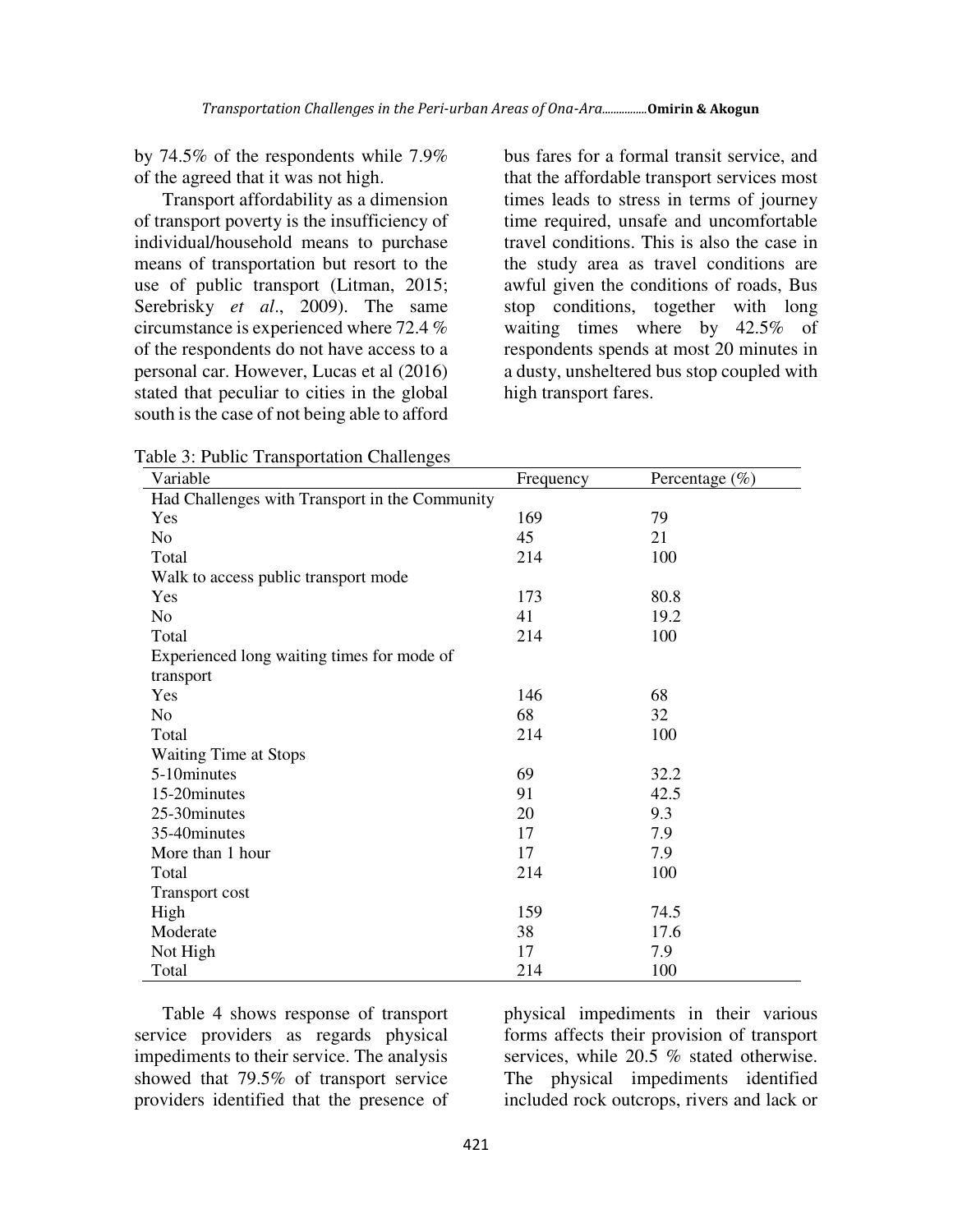by 74.5% of the respondents while 7.9% of the agreed that it was not high.

Transport affordability as a dimension of transport poverty is the insufficiency of individual/household means to purchase means of transportation but resort to the use of public transport (Litman, 2015; Serebrisky *et al*., 2009). The same circumstance is experienced where 72.4 % of the respondents do not have access to a personal car. However, Lucas et al (2016) stated that peculiar to cities in the global south is the case of not being able to afford bus fares for a formal transit service, and that the affordable transport services most times leads to stress in terms of journey time required, unsafe and uncomfortable travel conditions. This is also the case in the study area as travel conditions are awful given the conditions of roads, Bus stop conditions, together with long waiting times where by 42.5% of respondents spends at most 20 minutes in a dusty, unsheltered bus stop coupled with high transport fares.

Table 3: Public Transportation Challenges

| Variable | Frequency | Percentage (%) |
|---|---|---|
| Had Challenges with Transport in the Community | | |
| Yes | 169 | 79 |
| No | 45 | 21 |
| Total | 214 | 100 |
| Walk to access public transport mode | | |
| Yes | 173 | 80.8 |
| No | 41 | 19.2 |
| Total | 214 | 100 |
| Experienced long waiting times for mode of transport | | |
| Yes | 146 | 68 |
| No | 68 | 32 |
| Total | 214 | 100 |
| Waiting Time at Stops | | |
| 5-10minutes | 69 | 32.2 |
| 15-20minutes | 91 | 42.5 |
| 25-30minutes | 20 | 9.3 |
| 35-40minutes | 17 | 7.9 |
| More than 1 hour | 17 | 7.9 |
| Total | 214 | 100 |
| Transport cost | | |
| High | 159 | 74.5 |
| Moderate | 38 | 17.6 |
| Not High | 17 | 7.9 |
| Total | 214 | 100 |

Table 4 shows response of transport service providers as regards physical impediments to their service. The analysis showed that 79.5% of transport service providers identified that the presence of physical impediments in their various forms affects their provision of transport services, while 20.5 % stated otherwise. The physical impediments identified included rock outcrops, rivers and lack or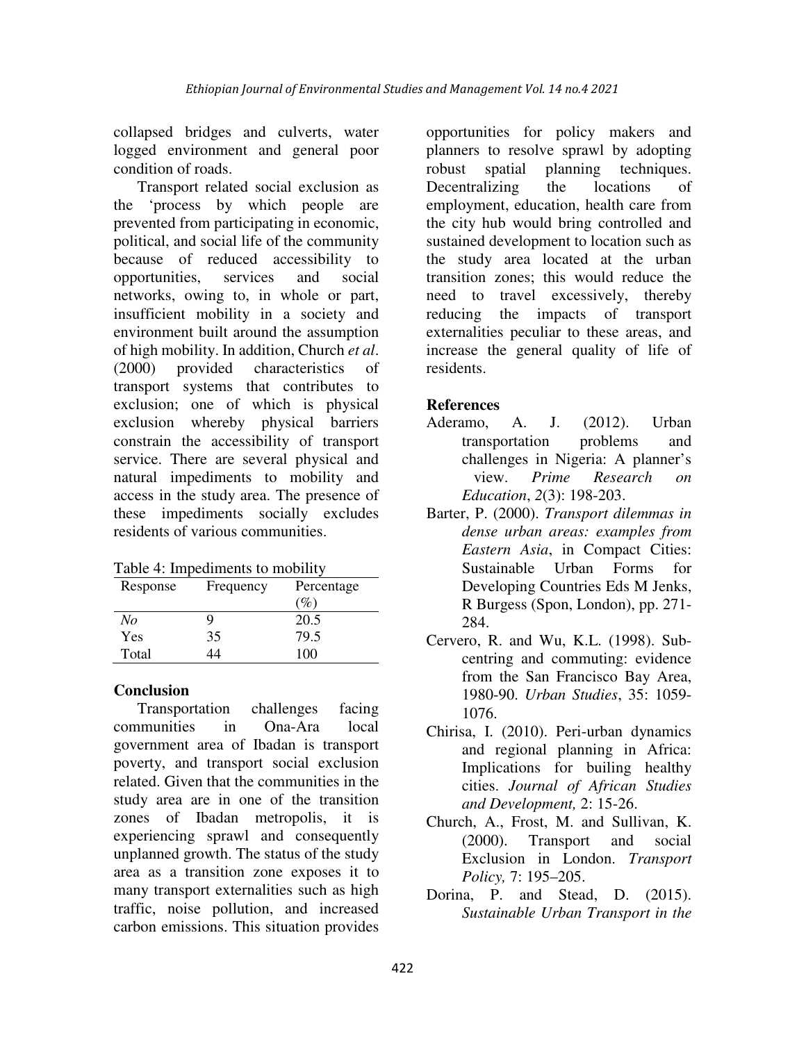collapsed bridges and culverts, water logged environment and general poor condition of roads.

Transport related social exclusion as the 'process by which people are prevented from participating in economic, political, and social life of the community because of reduced accessibility to opportunities, services and social networks, owing to, in whole or part, insufficient mobility in a society and environment built around the assumption of high mobility. In addition, Church *et al*. (2000) provided characteristics of transport systems that contributes to exclusion; one of which is physical exclusion whereby physical barriers constrain the accessibility of transport service. There are several physical and natural impediments to mobility and access in the study area. The presence of these impediments socially excludes residents of various communities.

Table 4: Impediments to mobility

| Response | Frequency | Percentage (%) |
|---|---|---|
| *No* | 9 | 20.5 |
| Yes | 35 | 79.5 |
| Total | 44 | 100 |

## Conclusion

Transportation challenges facing communities in Ona-Ara local government area of Ibadan is transport poverty, and transport social exclusion related. Given that the communities in the study area are in one of the transition zones of Ibadan metropolis, it is experiencing sprawl and consequently unplanned growth. The status of the study area as a transition zone exposes it to many transport externalities such as high traffic, noise pollution, and increased carbon emissions. This situation provides opportunities for policy makers and planners to resolve sprawl by adopting robust spatial planning techniques. Decentralizing the locations of employment, education, health care from the city hub would bring controlled and sustained development to location such as the study area located at the urban transition zones; this would reduce the need to travel excessively, thereby reducing the impacts of transport externalities peculiar to these areas, and increase the general quality of life of residents.

## References

Aderamo, A. J. (2012). Urban transportation problems and challenges in Nigeria: A planner's view. *Prime Research on Education*, *2*(3): 198-203.

Barter, P. (2000). *Transport dilemmas in dense urban areas: examples from Eastern Asia*, in Compact Cities: Sustainable Urban Forms for Developing Countries Eds M Jenks, R Burgess (Spon, London), pp. 271-284.

Cervero, R. and Wu, K.L. (1998). Sub-centring and commuting: evidence from the San Francisco Bay Area, 1980-90. *Urban Studies*, 35: 1059-1076.

Chirisa, I. (2010). Peri-urban dynamics and regional planning in Africa: Implications for builing healthy cities. *Journal of African Studies and Development,* 2: 15-26.

Church, A., Frost, M. and Sullivan, K. (2000). Transport and social Exclusion in London. *Transport Policy,* 7: 195–205.

Dorina, P. and Stead, D. (2015). *Sustainable Urban Transport in the*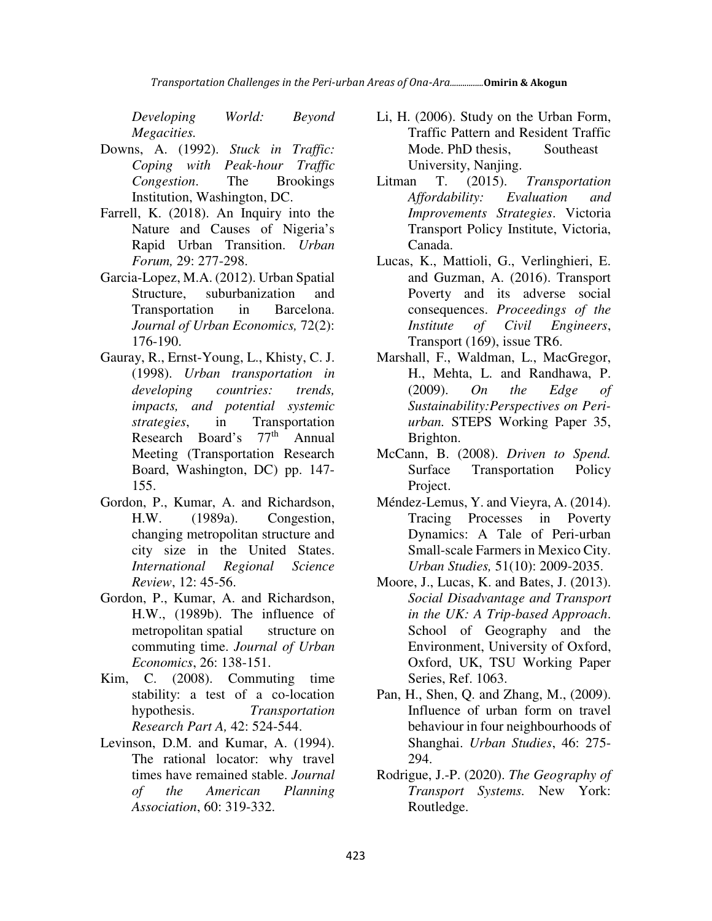*Developing World: Beyond Megacities.*

Downs, A. (1992). *Stuck in Traffic: Coping with Peak-hour Traffic Congestion*. The Brookings Institution, Washington, DC.

Farrell, K. (2018). An Inquiry into the Nature and Causes of Nigeria's Rapid Urban Transition. *Urban Forum,* 29: 277-298.

Garcia-Lopez, M.A. (2012). Urban Spatial Structure, suburbanization and Transportation in Barcelona. *Journal of Urban Economics,* 72(2): 176-190.

Gauray, R., Ernst-Young, L., Khisty, C. J. (1998). *Urban transportation in developing countries: trends, impacts, and potential systemic strategies*, in Transportation Research Board's 77th Annual Meeting (Transportation Research Board, Washington, DC) pp. 147-155.

Gordon, P., Kumar, A. and Richardson, H.W. (1989a). Congestion, changing metropolitan structure and city size in the United States. *International Regional Science Review*, 12: 45-56.

Gordon, P., Kumar, A. and Richardson, H.W., (1989b). The influence of metropolitan spatial structure on commuting time. *Journal of Urban Economics*, 26: 138-151.

Kim, C. (2008). Commuting time stability: a test of a co-location hypothesis. *Transportation Research Part A,* 42: 524-544.

Levinson, D.M. and Kumar, A. (1994). The rational locator: why travel times have remained stable. *Journal of the American Planning Association*, 60: 319-332.

Li, H. (2006). Study on the Urban Form, Traffic Pattern and Resident Traffic Mode. PhD thesis, Southeast University, Nanjing.

Litman T. (2015). *Transportation Affordability: Evaluation and Improvements Strategies*. Victoria Transport Policy Institute, Victoria, Canada.

Lucas, K., Mattioli, G., Verlinghieri, E. and Guzman, A. (2016). Transport Poverty and its adverse social consequences. *Proceedings of the Institute of Civil Engineers*, Transport (169), issue TR6.

Marshall, F., Waldman, L., MacGregor, H., Mehta, L. and Randhawa, P. (2009). *On the Edge of Sustainability:Perspectives on Peri-urban.* STEPS Working Paper 35, Brighton.

McCann, B. (2008). *Driven to Spend.* Surface Transportation Policy Project.

Méndez-Lemus, Y. and Vieyra, A. (2014). Tracing Processes in Poverty Dynamics: A Tale of Peri-urban Small-scale Farmers in Mexico City. *Urban Studies,* 51(10): 2009-2035.

Moore, J., Lucas, K. and Bates, J. (2013). *Social Disadvantage and Transport in the UK: A Trip-based Approach*. School of Geography and the Environment, University of Oxford, Oxford, UK, TSU Working Paper Series, Ref. 1063.

Pan, H., Shen, Q. and Zhang, M., (2009). Influence of urban form on travel behaviour in four neighbourhoods of Shanghai. *Urban Studies*, 46: 275-294.

Rodrigue, J.-P. (2020). *The Geography of Transport Systems.* New York: Routledge.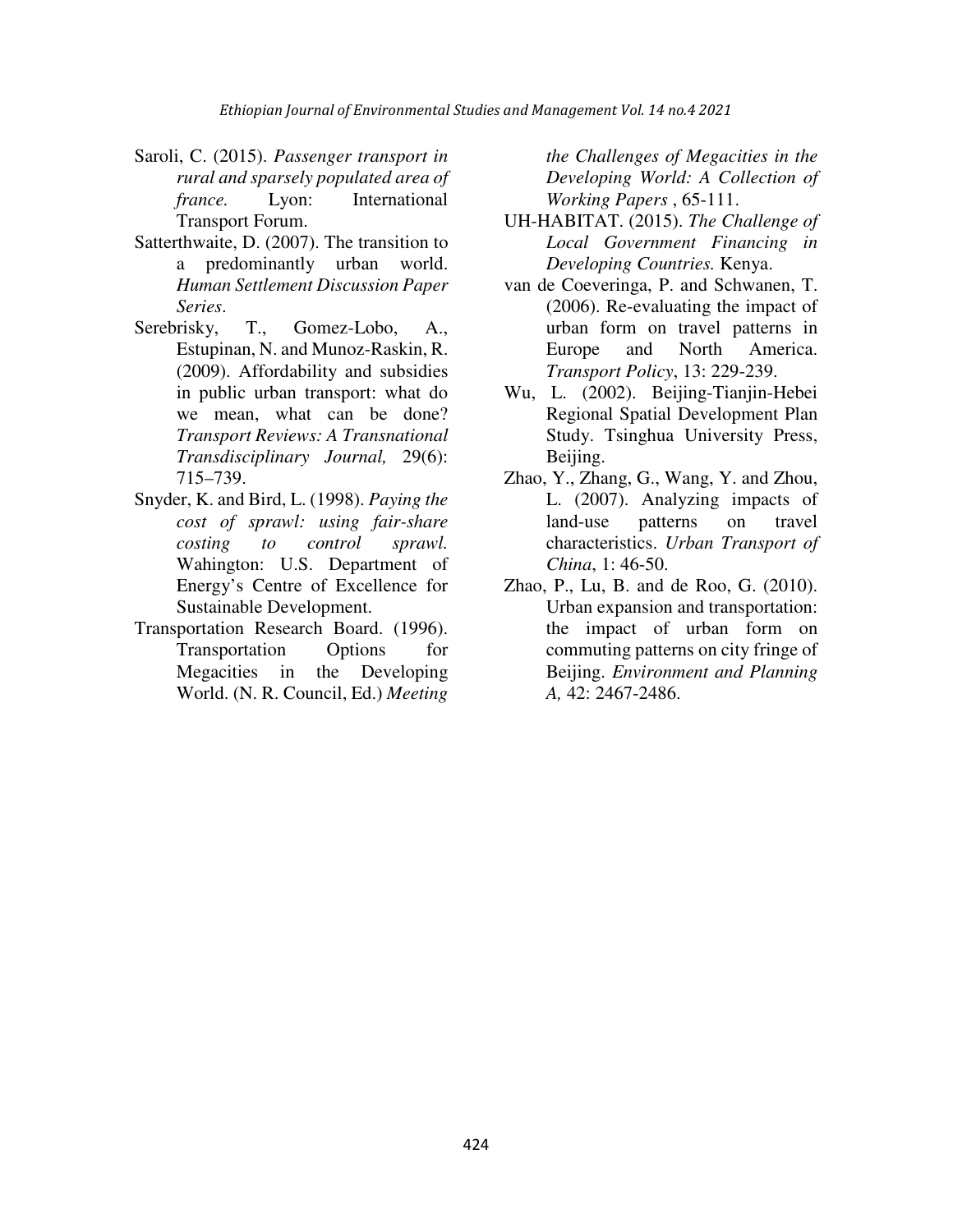Saroli, C. (2015). *Passenger transport in rural and sparsely populated area of france.* Lyon: International Transport Forum.

Satterthwaite, D. (2007). The transition to a predominantly urban world. *Human Settlement Discussion Paper Series*.

Serebrisky, T., Gomez-Lobo, A., Estupinan, N. and Munoz-Raskin, R. (2009). Affordability and subsidies in public urban transport: what do we mean, what can be done? *Transport Reviews: A Transnational Transdisciplinary Journal,* 29(6): 715–739.

Snyder, K. and Bird, L. (1998). *Paying the cost of sprawl: using fair-share costing to control sprawl.* Wahington: U.S. Department of Energy's Centre of Excellence for Sustainable Development.

Transportation Research Board. (1996). Transportation Options for Megacities in the Developing World. (N. R. Council, Ed.) *Meeting the Challenges of Megacities in the Developing World: A Collection of Working Papers* , 65-111.

UH-HABITAT. (2015). *The Challenge of Local Government Financing in Developing Countries.* Kenya.

van de Coeveringa, P. and Schwanen, T. (2006). Re-evaluating the impact of urban form on travel patterns in Europe and North America. *Transport Policy*, 13: 229-239.

Wu, L. (2002). Beijing-Tianjin-Hebei Regional Spatial Development Plan Study. Tsinghua University Press, Beijing.

Zhao, Y., Zhang, G., Wang, Y. and Zhou, L. (2007). Analyzing impacts of land-use patterns on travel characteristics. *Urban Transport of China*, 1: 46-50.

Zhao, P., Lu, B. and de Roo, G. (2010). Urban expansion and transportation: the impact of urban form on commuting patterns on city fringe of Beijing. *Environment and Planning A,* 42: 2467-2486.